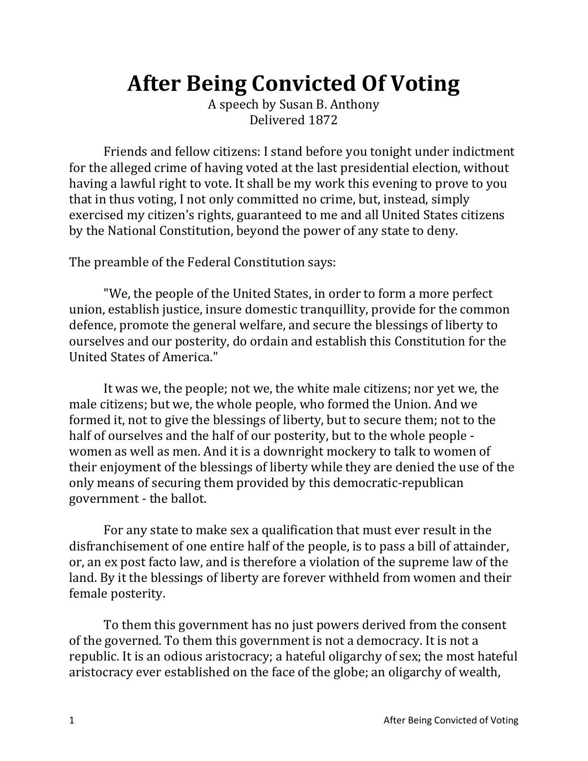# After Being Convicted Of Voting

A speech by Susan B. Anthony
Delivered 1872

Friends and fellow citizens: I stand before you tonight under indictment for the alleged crime of having voted at the last presidential election, without having a lawful right to vote. It shall be my work this evening to prove to you that in thus voting, I not only committed no crime, but, instead, simply exercised my citizen's rights, guaranteed to me and all United States citizens by the National Constitution, beyond the power of any state to deny.

The preamble of the Federal Constitution says:

"We, the people of the United States, in order to form a more perfect union, establish justice, insure domestic tranquillity, provide for the common defence, promote the general welfare, and secure the blessings of liberty to ourselves and our posterity, do ordain and establish this Constitution for the United States of America."

It was we, the people; not we, the white male citizens; nor yet we, the male citizens; but we, the whole people, who formed the Union. And we formed it, not to give the blessings of liberty, but to secure them; not to the half of ourselves and the half of our posterity, but to the whole people - women as well as men. And it is a downright mockery to talk to women of their enjoyment of the blessings of liberty while they are denied the use of the only means of securing them provided by this democratic-republican government - the ballot.

For any state to make sex a qualification that must ever result in the disfranchisement of one entire half of the people, is to pass a bill of attainder, or, an ex post facto law, and is therefore a violation of the supreme law of the land. By it the blessings of liberty are forever withheld from women and their female posterity.

To them this government has no just powers derived from the consent of the governed. To them this government is not a democracy. It is not a republic. It is an odious aristocracy; a hateful oligarchy of sex; the most hateful aristocracy ever established on the face of the globe; an oligarchy of wealth,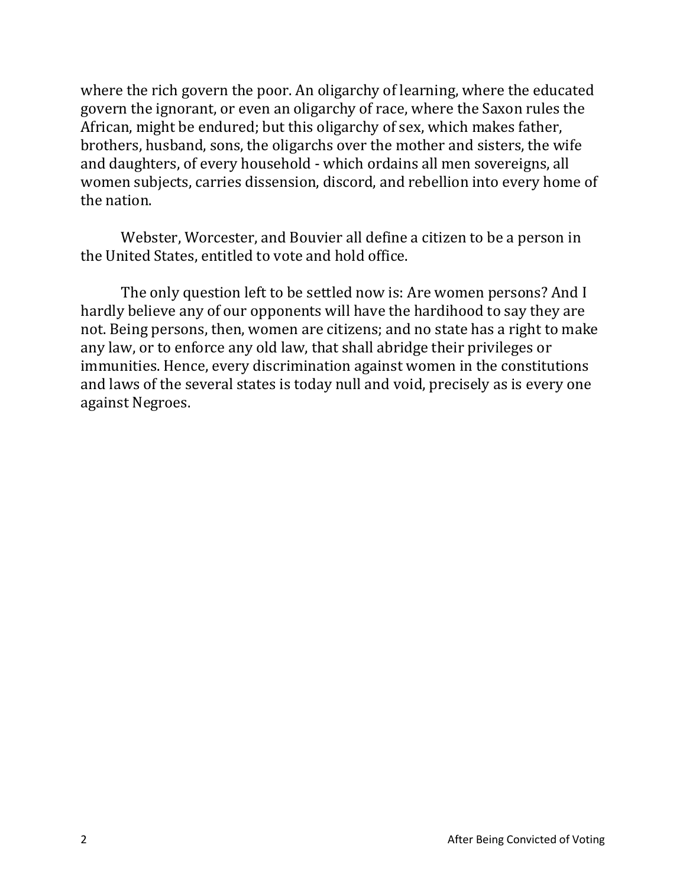where the rich govern the poor. An oligarchy of learning, where the educated govern the ignorant, or even an oligarchy of race, where the Saxon rules the African, might be endured; but this oligarchy of sex, which makes father, brothers, husband, sons, the oligarchs over the mother and sisters, the wife and daughters, of every household - which ordains all men sovereigns, all women subjects, carries dissension, discord, and rebellion into every home of the nation.

Webster, Worcester, and Bouvier all define a citizen to be a person in the United States, entitled to vote and hold office.

The only question left to be settled now is: Are women persons? And I hardly believe any of our opponents will have the hardihood to say they are not. Being persons, then, women are citizens; and no state has a right to make any law, or to enforce any old law, that shall abridge their privileges or immunities. Hence, every discrimination against women in the constitutions and laws of the several states is today null and void, precisely as is every one against Negroes.